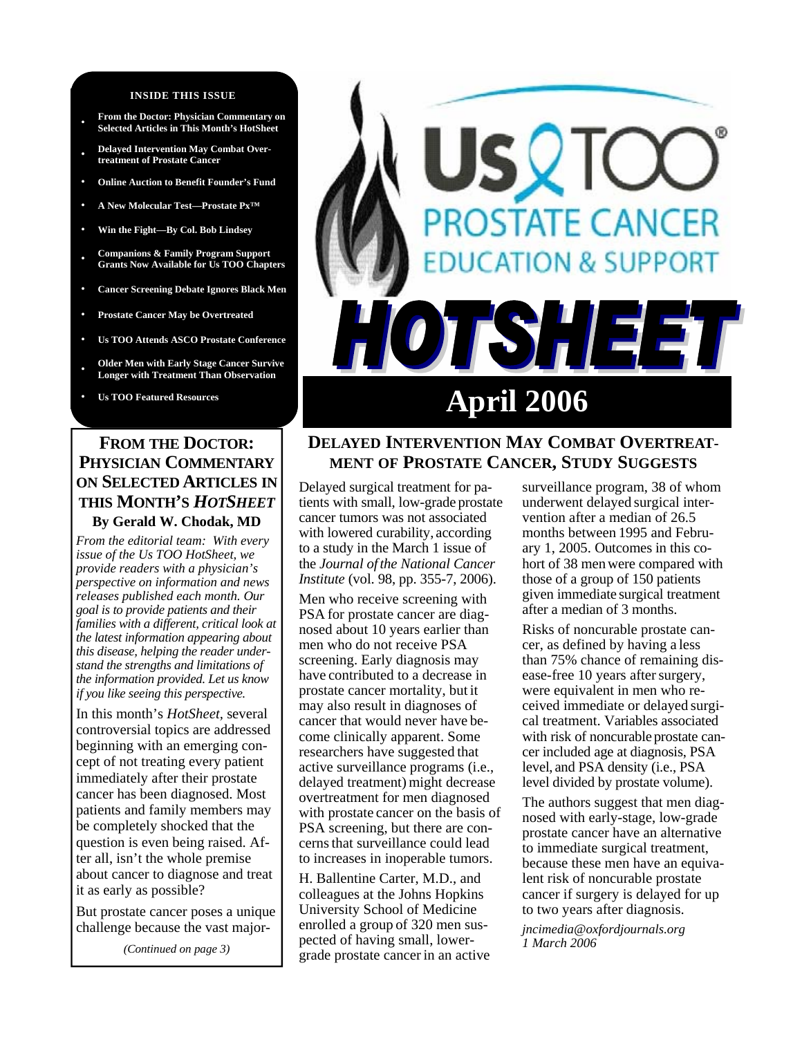**INSIDE THIS ISSUE**

- From the Doctor: Physician Commentary on Selected Articles in This Month's HotSheet
- Delayed Intervention May Combat Overtreatment of Prostate Cancer
- Online Auction to Benefit Founder's Fund
- A New Molecular Test—Prostate Px™
- Win the Fight—By Col. Bob Lindsey
- Companions & Family Program Support Grants Now Available for Us TOO Chapters
- Cancer Screening Debate Ignores Black Men
- Prostate Cancer May be Overtreated
- Us TOO Attends ASCO Prostate Conference
- Older Men with Early Stage Cancer Survive Longer with Treatment Than Observation
- Us TOO Featured Resources

# Us TOO® PROSTATE CANCER EDUCATION & SUPPORT

# HOTSHEET

# April 2006

## FROM THE DOCTOR: PHYSICIAN COMMENTARY ON SELECTED ARTICLES IN THIS MONTH'S *HOTSHEET*

**By Gerald W. Chodak, MD**

*From the editorial team: With every issue of the Us TOO HotSheet, we provide readers with a physician's perspective on information and news releases published each month. Our goal is to provide patients and their families with a different, critical look at the latest information appearing about this disease, helping the reader understand the strengths and limitations of the information provided. Let us know if you like seeing this perspective.*

In this month's *HotSheet*, several controversial topics are addressed beginning with an emerging concept of not treating every patient immediately after their prostate cancer has been diagnosed. Most patients and family members may be completely shocked that the question is even being raised. After all, isn't the whole premise about cancer to diagnose and treat it as early as possible?

But prostate cancer poses a unique challenge because the vast major-

*(Continued on page 3)*

## DELAYED INTERVENTION MAY COMBAT OVERTREATMENT OF PROSTATE CANCER, STUDY SUGGESTS

Delayed surgical treatment for patients with small, low-grade prostate cancer tumors was not associated with lowered curability, according to a study in the March 1 issue of the *Journal of the National Cancer Institute* (vol. 98, pp. 355-7, 2006).

Men who receive screening with PSA for prostate cancer are diagnosed about 10 years earlier than men who do not receive PSA screening. Early diagnosis may have contributed to a decrease in prostate cancer mortality, but it may also result in diagnoses of cancer that would never have become clinically apparent. Some researchers have suggested that active surveillance programs (i.e., delayed treatment) might decrease overtreatment for men diagnosed with prostate cancer on the basis of PSA screening, but there are concerns that surveillance could lead to increases in inoperable tumors.

H. Ballentine Carter, M.D., and colleagues at the Johns Hopkins University School of Medicine enrolled a group of 320 men suspected of having small, lower-grade prostate cancer in an active surveillance program, 38 of whom underwent delayed surgical intervention after a median of 26.5 months between 1995 and February 1, 2005. Outcomes in this cohort of 38 men were compared with those of a group of 150 patients given immediate surgical treatment after a median of 3 months.

Risks of noncurable prostate cancer, as defined by having a less than 75% chance of remaining disease-free 10 years after surgery, were equivalent in men who received immediate or delayed surgical treatment. Variables associated with risk of noncurable prostate cancer included age at diagnosis, PSA level, and PSA density (i.e., PSA level divided by prostate volume).

The authors suggest that men diagnosed with early-stage, low-grade prostate cancer have an alternative to immediate surgical treatment, because these men have an equivalent risk of noncurable prostate cancer if surgery is delayed for up to two years after diagnosis.

*jncimedia@oxfordjournals.org*
*1 March 2006*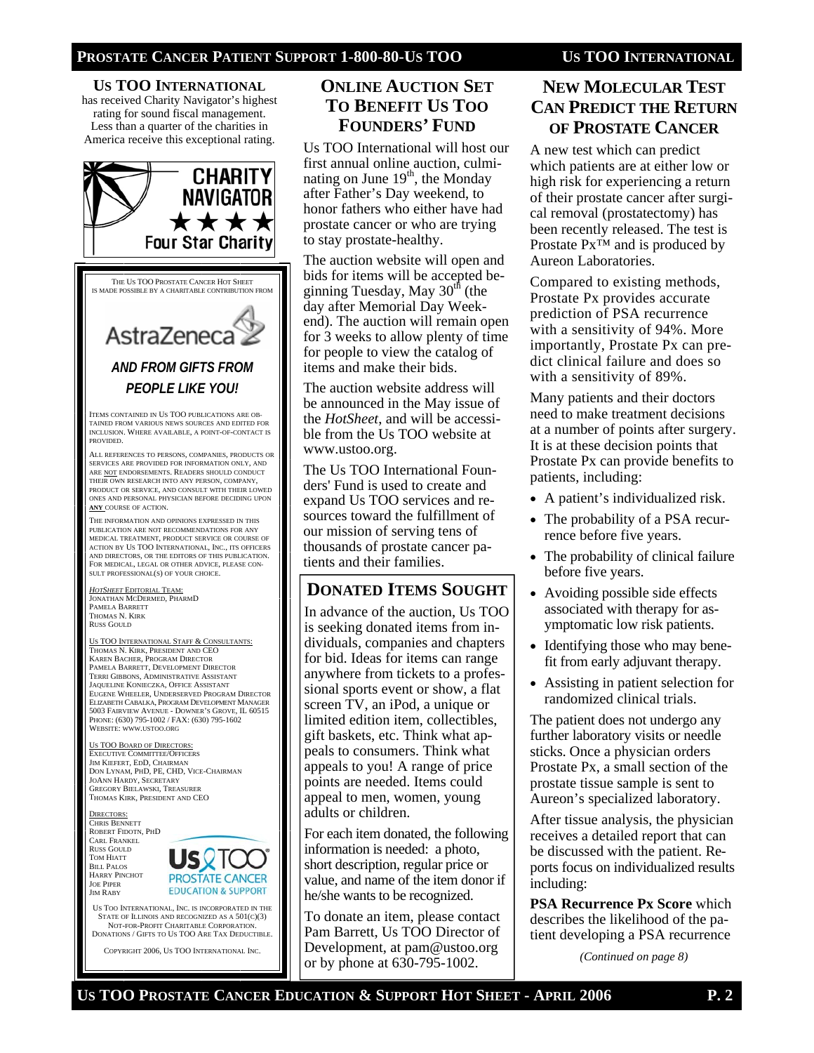## US TOO INTERNATIONAL

has received Charity Navigator's highest rating for sound fiscal management. Less than a quarter of the charities in America receive this exceptional rating.

CHARITY NAVIGATOR ★★★★ Four Star Charity

THE US TOO PROSTATE CANCER HOT SHEET IS MADE POSSIBLE BY A CHARITABLE CONTRIBUTION FROM

AstraZeneca

*AND FROM GIFTS FROM PEOPLE LIKE YOU!*

ITEMS CONTAINED IN US TOO PUBLICATIONS ARE OBTAINED FROM VARIOUS NEWS SOURCES AND EDITED FOR INCLUSION. WHERE AVAILABLE, A POINT-OF-CONTACT IS PROVIDED.

ALL REFERENCES TO PERSONS, COMPANIES, PRODUCTS OR SERVICES ARE PROVIDED FOR INFORMATION ONLY, AND ARE NOT ENDORSEMENTS. READERS SHOULD CONDUCT THEIR OWN RESEARCH INTO ANY PERSON, COMPANY, PRODUCT OR SERVICE, AND CONSULT WITH THEIR LOWED ONES AND PERSONAL PHYSICIAN BEFORE DECIDING UPON **ANY** COURSE OF ACTION.

THE INFORMATION AND OPINIONS EXPRESSED IN THIS PUBLICATION ARE NOT RECOMMENDATIONS FOR ANY MEDICAL TREATMENT, PRODUCT SERVICE OR COURSE OF ACTION BY US TOO INTERNATIONAL, INC., ITS OFFICERS AND DIRECTORS, OR THE EDITORS OF THIS PUBLICATION. FOR MEDICAL, LEGAL OR OTHER ADVICE, PLEASE CONSULT PROFESSIONAL(S) OF YOUR CHOICE.

*HOTSHEET* EDITORIAL TEAM:
JONATHAN MCDERMED, PHARMD
PAMELA BARRETT
THOMAS N. KIRK
RUSS GOULD

US TOO INTERNATIONAL STAFF & CONSULTANTS:
THOMAS N. KIRK, PRESIDENT AND CEO
KAREN BACHER, PROGRAM DIRECTOR
PAMELA BARRETT, DEVELOPMENT DIRECTOR
TERRI GIBBONS, ADMINISTRATIVE ASSISTANT
JAQUELINE KONIECZKA, OFFICE ASSISTANT
EUGENE WHEELER, UNDERSERVED PROGRAM DIRECTOR
ELIZABETH CABALKA, PROGRAM DEVELOPMENT MANAGER
5003 FAIRVIEW AVENUE - DOWNER'S GROVE, IL 60515
PHONE: (630) 795-1002 / FAX: (630) 795-1602
WEBSITE: WWW.USTOO.ORG

US TOO BOARD OF DIRECTORS:
EXECUTIVE COMMITTEE/OFFICERS
JIM KIEFERT, EDD, CHAIRMAN
DON LYNAM, PHD, PE, CHD, VICE-CHAIRMAN
JOANN HARDY, SECRETARY
GREGORY BIELAWSKI, TREASURER
THOMAS KIRK, PRESIDENT AND CEO

DIRECTORS:
CHRIS BENNETT
ROBERT FIDOTN, PHD
CARL FRANKEL
RUSS GOULD
TOM HIATT
BILL PALOS
HARRY PINCHOT
JOE PIPER
JIM RABY

Us TOO PROSTATE CANCER EDUCATION & SUPPORT

US TOO INTERNATIONAL, INC. IS INCORPORATED IN THE STATE OF ILLINOIS AND RECOGNIZED AS A 501(C)(3) NOT-FOR-PROFIT CHARITABLE CORPORATION. DONATIONS / GIFTS TO US TOO ARE TAX DEDUCTIBLE.

COPYRIGHT 2006, US TOO INTERNATIONAL INC.

## ONLINE AUCTION SET TO BENEFIT US TOO FOUNDERS' FUND

Us TOO International will host our first annual online auction, culminating on June 19th, the Monday after Father's Day weekend, to honor fathers who either have had prostate cancer or who are trying to stay prostate-healthy.

The auction website will open and bids for items will be accepted beginning Tuesday, May 30th (the day after Memorial Day Weekend). The auction will remain open for 3 weeks to allow plenty of time for people to view the catalog of items and make their bids.

The auction website address will be announced in the May issue of the *HotSheet*, and will be accessible from the Us TOO website at www.ustoo.org.

The Us TOO International Founders' Fund is used to create and expand Us TOO services and resources toward the fulfillment of our mission of serving tens of thousands of prostate cancer patients and their families.

## DONATED ITEMS SOUGHT

In advance of the auction, Us TOO is seeking donated items from individuals, companies and chapters for bid. Ideas for items can range anywhere from tickets to a professional sports event or show, a flat screen TV, an iPod, a unique or limited edition item, collectibles, gift baskets, etc. Think what appeals to consumers. Think what appeals to you! A range of price points are needed. Items could appeal to men, women, young adults or children.

For each item donated, the following information is needed: a photo, short description, regular price or value, and name of the item donor if he/she wants to be recognized.

To donate an item, please contact Pam Barrett, Us TOO Director of Development, at pam@ustoo.org or by phone at 630-795-1002.

## NEW MOLECULAR TEST CAN PREDICT THE RETURN OF PROSTATE CANCER

A new test which can predict which patients are at either low or high risk for experiencing a return of their prostate cancer after surgical removal (prostatectomy) has been recently released. The test is Prostate Px™ and is produced by Aureon Laboratories.

Compared to existing methods, Prostate Px provides accurate prediction of PSA recurrence with a sensitivity of 94%. More importantly, Prostate Px can predict clinical failure and does so with a sensitivity of 89%.

Many patients and their doctors need to make treatment decisions at a number of points after surgery. It is at these decision points that Prostate Px can provide benefits to patients, including:

- A patient's individualized risk.
- The probability of a PSA recurrence before five years.
- The probability of clinical failure before five years.
- Avoiding possible side effects associated with therapy for asymptomatic low risk patients.
- Identifying those who may benefit from early adjuvant therapy.
- Assisting in patient selection for randomized clinical trials.

The patient does not undergo any further laboratory visits or needle sticks. Once a physician orders Prostate Px, a small section of the prostate tissue sample is sent to Aureon's specialized laboratory.

After tissue analysis, the physician receives a detailed report that can be discussed with the patient. Reports focus on individualized results including:

**PSA Recurrence Px Score** which describes the likelihood of the patient developing a PSA recurrence

*(Continued on page 8)*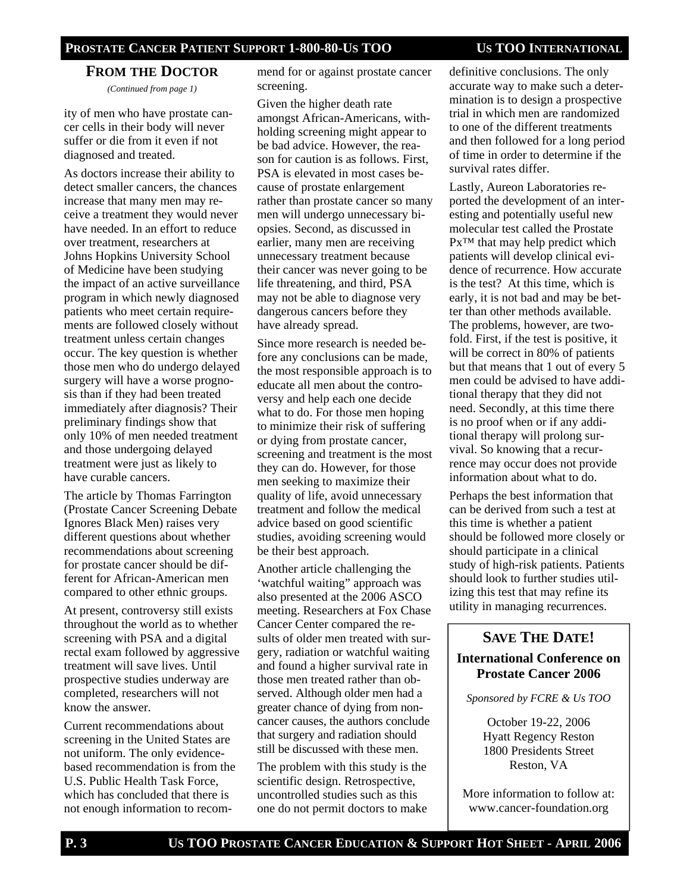## FROM THE DOCTOR

*(Continued from page 1)*

ity of men who have prostate cancer cells in their body will never suffer or die from it even if not diagnosed and treated.

As doctors increase their ability to detect smaller cancers, the chances increase that many men may receive a treatment they would never have needed. In an effort to reduce over treatment, researchers at Johns Hopkins University School of Medicine have been studying the impact of an active surveillance program in which newly diagnosed patients who meet certain requirements are followed closely without treatment unless certain changes occur. The key question is whether those men who do undergo delayed surgery will have a worse prognosis than if they had been treated immediately after diagnosis? Their preliminary findings show that only 10% of men needed treatment and those undergoing delayed treatment were just as likely to have curable cancers.

The article by Thomas Farrington (Prostate Cancer Screening Debate Ignores Black Men) raises very different questions about whether recommendations about screening for prostate cancer should be different for African-American men compared to other ethnic groups.

At present, controversy still exists throughout the world as to whether screening with PSA and a digital rectal exam followed by aggressive treatment will save lives. Until prospective studies underway are completed, researchers will not know the answer.

Current recommendations about screening in the United States are not uniform. The only evidence-based recommendation is from the U.S. Public Health Task Force, which has concluded that there is not enough information to recommend for or against prostate cancer screening.

Given the higher death rate amongst African-Americans, withholding screening might appear to be bad advice. However, the reason for caution is as follows. First, PSA is elevated in most cases because of prostate enlargement rather than prostate cancer so many men will undergo unnecessary biopsies. Second, as discussed in earlier, many men are receiving unnecessary treatment because their cancer was never going to be life threatening, and third, PSA may not be able to diagnose very dangerous cancers before they have already spread.

Since more research is needed before any conclusions can be made, the most responsible approach is to educate all men about the controversy and help each one decide what to do. For those men hoping to minimize their risk of suffering or dying from prostate cancer, screening and treatment is the most they can do. However, for those men seeking to maximize their quality of life, avoid unnecessary treatment and follow the medical advice based on good scientific studies, avoiding screening would be their best approach.

Another article challenging the 'watchful waiting" approach was also presented at the 2006 ASCO meeting. Researchers at Fox Chase Cancer Center compared the results of older men treated with surgery, radiation or watchful waiting and found a higher survival rate in those men treated rather than observed. Although older men had a greater chance of dying from non-cancer causes, the authors conclude that surgery and radiation should still be discussed with these men.

The problem with this study is the scientific design. Retrospective, uncontrolled studies such as this one do not permit doctors to make definitive conclusions. The only accurate way to make such a determination is to design a prospective trial in which men are randomized to one of the different treatments and then followed for a long period of time in order to determine if the survival rates differ.

Lastly, Aureon Laboratories reported the development of an interesting and potentially useful new molecular test called the Prostate Px™ that may help predict which patients will develop clinical evidence of recurrence. How accurate is the test? At this time, which is early, it is not bad and may be better than other methods available. The problems, however, are two-fold. First, if the test is positive, it will be correct in 80% of patients but that means that 1 out of every 5 men could be advised to have additional therapy that they did not need. Secondly, at this time there is no proof when or if any additional therapy will prolong survival. So knowing that a recurrence may occur does not provide information about what to do.

Perhaps the best information that can be derived from such a test at this time is whether a patient should be followed more closely or should participate in a clinical study of high-risk patients. Patients should look to further studies utilizing this test that may refine its utility in managing recurrences.

## SAVE THE DATE!

**International Conference on Prostate Cancer 2006**

*Sponsored by FCRE & Us TOO*

October 19-22, 2006
Hyatt Regency Reston
1800 Presidents Street
Reston, VA

More information to follow at: www.cancer-foundation.org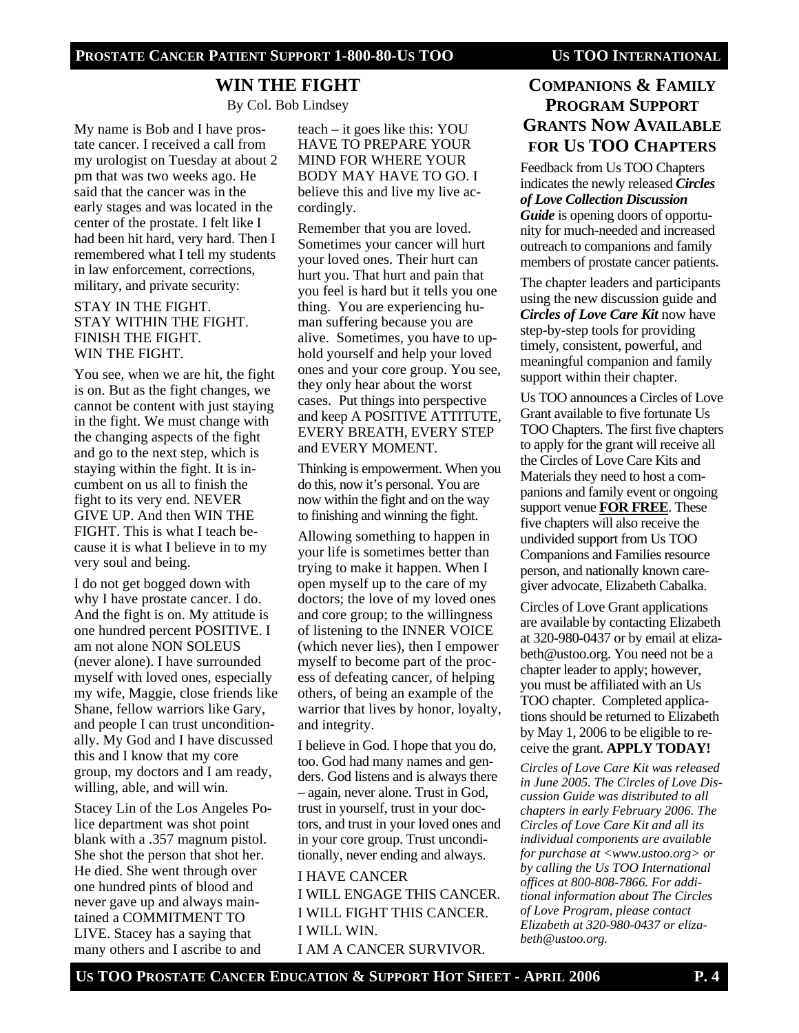## WIN THE FIGHT

By Col. Bob Lindsey

My name is Bob and I have prostate cancer. I received a call from my urologist on Tuesday at about 2 pm that was two weeks ago. He said that the cancer was in the early stages and was located in the center of the prostate. I felt like I had been hit hard, very hard. Then I remembered what I tell my students in law enforcement, corrections, military, and private security:

STAY IN THE FIGHT.
STAY WITHIN THE FIGHT.
FINISH THE FIGHT.
WIN THE FIGHT.

You see, when we are hit, the fight is on. But as the fight changes, we cannot be content with just staying in the fight. We must change with the changing aspects of the fight and go to the next step, which is staying within the fight. It is incumbent on us all to finish the fight to its very end. NEVER GIVE UP. And then WIN THE FIGHT. This is what I teach because it is what I believe in to my very soul and being.

I do not get bogged down with why I have prostate cancer. I do. And the fight is on. My attitude is one hundred percent POSITIVE. I am not alone NON SOLEUS (never alone). I have surrounded myself with loved ones, especially my wife, Maggie, close friends like Shane, fellow warriors like Gary, and people I can trust unconditionally. My God and I have discussed this and I know that my core group, my doctors and I am ready, willing, able, and will win.

Stacey Lin of the Los Angeles Police department was shot point blank with a .357 magnum pistol. She shot the person that shot her. He died. She went through over one hundred pints of blood and never gave up and always maintained a COMMITMENT TO LIVE. Stacey has a saying that many others and I ascribe to and teach – it goes like this: YOU HAVE TO PREPARE YOUR MIND FOR WHERE YOUR BODY MAY HAVE TO GO. I believe this and live my live accordingly.

Remember that you are loved. Sometimes your cancer will hurt your loved ones. Their hurt can hurt you. That hurt and pain that you feel is hard but it tells you one thing. You are experiencing human suffering because you are alive. Sometimes, you have to uphold yourself and help your loved ones and your core group. You see, they only hear about the worst cases. Put things into perspective and keep A POSITIVE ATTITUTE, EVERY BREATH, EVERY STEP and EVERY MOMENT.

Thinking is empowerment. When you do this, now it's personal. You are now within the fight and on the way to finishing and winning the fight.

Allowing something to happen in your life is sometimes better than trying to make it happen. When I open myself up to the care of my doctors; the love of my loved ones and core group; to the willingness of listening to the INNER VOICE (which never lies), then I empower myself to become part of the process of defeating cancer, of helping others, of being an example of the warrior that lives by honor, loyalty, and integrity.

I believe in God. I hope that you do, too. God had many names and genders. God listens and is always there – again, never alone. Trust in God, trust in yourself, trust in your doctors, and trust in your loved ones and in your core group. Trust unconditionally, never ending and always.

I HAVE CANCER
I WILL ENGAGE THIS CANCER.
I WILL FIGHT THIS CANCER.
I WILL WIN.
I AM A CANCER SURVIVOR.

## COMPANIONS & FAMILY PROGRAM SUPPORT GRANTS NOW AVAILABLE FOR US TOO CHAPTERS

Feedback from Us TOO Chapters indicates the newly released ***Circles of Love Collection Discussion Guide*** is opening doors of opportunity for much-needed and increased outreach to companions and family members of prostate cancer patients.

The chapter leaders and participants using the new discussion guide and ***Circles of Love Care Kit*** now have step-by-step tools for providing timely, consistent, powerful, and meaningful companion and family support within their chapter.

Us TOO announces a Circles of Love Grant available to five fortunate Us TOO Chapters. The first five chapters to apply for the grant will receive all the Circles of Love Care Kits and Materials they need to host a companions and family event or ongoing support venue **FOR FREE**. These five chapters will also receive the undivided support from Us TOO Companions and Families resource person, and nationally known caregiver advocate, Elizabeth Cabalka.

Circles of Love Grant applications are available by contacting Elizabeth at 320-980-0437 or by email at elizabeth@ustoo.org. You need not be a chapter leader to apply; however, you must be affiliated with an Us TOO chapter. Completed applications should be returned to Elizabeth by May 1, 2006 to be eligible to receive the grant. **APPLY TODAY!**

*Circles of Love Care Kit was released in June 2005. The Circles of Love Discussion Guide was distributed to all chapters in early February 2006. The Circles of Love Care Kit and all its individual components are available for purchase at <www.ustoo.org> or by calling the Us TOO International offices at 800-808-7866. For additional information about The Circles of Love Program, please contact Elizabeth at 320-980-0437 or elizabeth@ustoo.org.*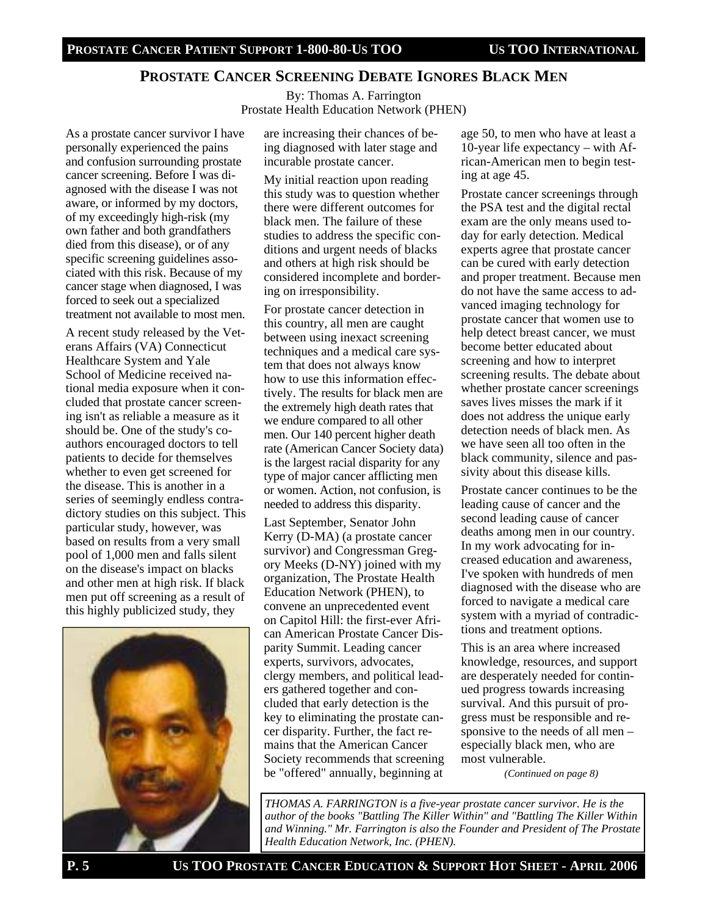## Prostate Cancer Screening Debate Ignores Black Men

By: Thomas A. Farrington
Prostate Health Education Network (PHEN)

As a prostate cancer survivor I have personally experienced the pains and confusion surrounding prostate cancer screening. Before I was diagnosed with the disease I was not aware, or informed by my doctors, of my exceedingly high-risk (my own father and both grandfathers died from this disease), or of any specific screening guidelines associated with this risk. Because of my cancer stage when diagnosed, I was forced to seek out a specialized treatment not available to most men.

A recent study released by the Veterans Affairs (VA) Connecticut Healthcare System and Yale School of Medicine received national media exposure when it concluded that prostate cancer screening isn't as reliable a measure as it should be. One of the study's co-authors encouraged doctors to tell patients to decide for themselves whether to even get screened for the disease. This is another in a series of seemingly endless contradictory studies on this subject. This particular study, however, was based on results from a very small pool of 1,000 men and falls silent on the disease's impact on blacks and other men at high risk. If black men put off screening as a result of this highly publicized study, they are increasing their chances of being diagnosed with later stage and incurable prostate cancer.

My initial reaction upon reading this study was to question whether there were different outcomes for black men. The failure of these studies to address the specific conditions and urgent needs of blacks and others at high risk should be considered incomplete and bordering on irresponsibility.

For prostate cancer detection in this country, all men are caught between using inexact screening techniques and a medical care system that does not always know how to use this information effectively. The results for black men are the extremely high death rates that we endure compared to all other men. Our 140 percent higher death rate (American Cancer Society data) is the largest racial disparity for any type of major cancer afflicting men or women. Action, not confusion, is needed to address this disparity.

Last September, Senator John Kerry (D-MA) (a prostate cancer survivor) and Congressman Gregory Meeks (D-NY) joined with my organization, The Prostate Health Education Network (PHEN), to convene an unprecedented event on Capitol Hill: the first-ever African American Prostate Cancer Disparity Summit. Leading cancer experts, survivors, advocates, clergy members, and political leaders gathered together and concluded that early detection is the key to eliminating the prostate cancer disparity. Further, the fact remains that the American Cancer Society recommends that screening be "offered" annually, beginning at age 50, to men who have at least a 10-year life expectancy – with African-American men to begin testing at age 45.

Prostate cancer screenings through the PSA test and the digital rectal exam are the only means used today for early detection. Medical experts agree that prostate cancer can be cured with early detection and proper treatment. Because men do not have the same access to advanced imaging technology for prostate cancer that women use to help detect breast cancer, we must become better educated about screening and how to interpret screening results. The debate about whether prostate cancer screenings saves lives misses the mark if it does not address the unique early detection needs of black men. As we have seen all too often in the black community, silence and passivity about this disease kills.

Prostate cancer continues to be the leading cause of cancer and the second leading cause of cancer deaths among men in our country. In my work advocating for increased education and awareness, I've spoken with hundreds of men diagnosed with the disease who are forced to navigate a medical care system with a myriad of contradictions and treatment options.

This is an area where increased knowledge, resources, and support are desperately needed for continued progress towards increasing survival. And this pursuit of progress must be responsible and responsive to the needs of all men – especially black men, who are most vulnerable.

*(Continued on page 8)*

*THOMAS A. FARRINGTON is a five-year prostate cancer survivor. He is the author of the books "Battling The Killer Within" and "Battling The Killer Within and Winning." Mr. Farrington is also the Founder and President of The Prostate Health Education Network, Inc. (PHEN).*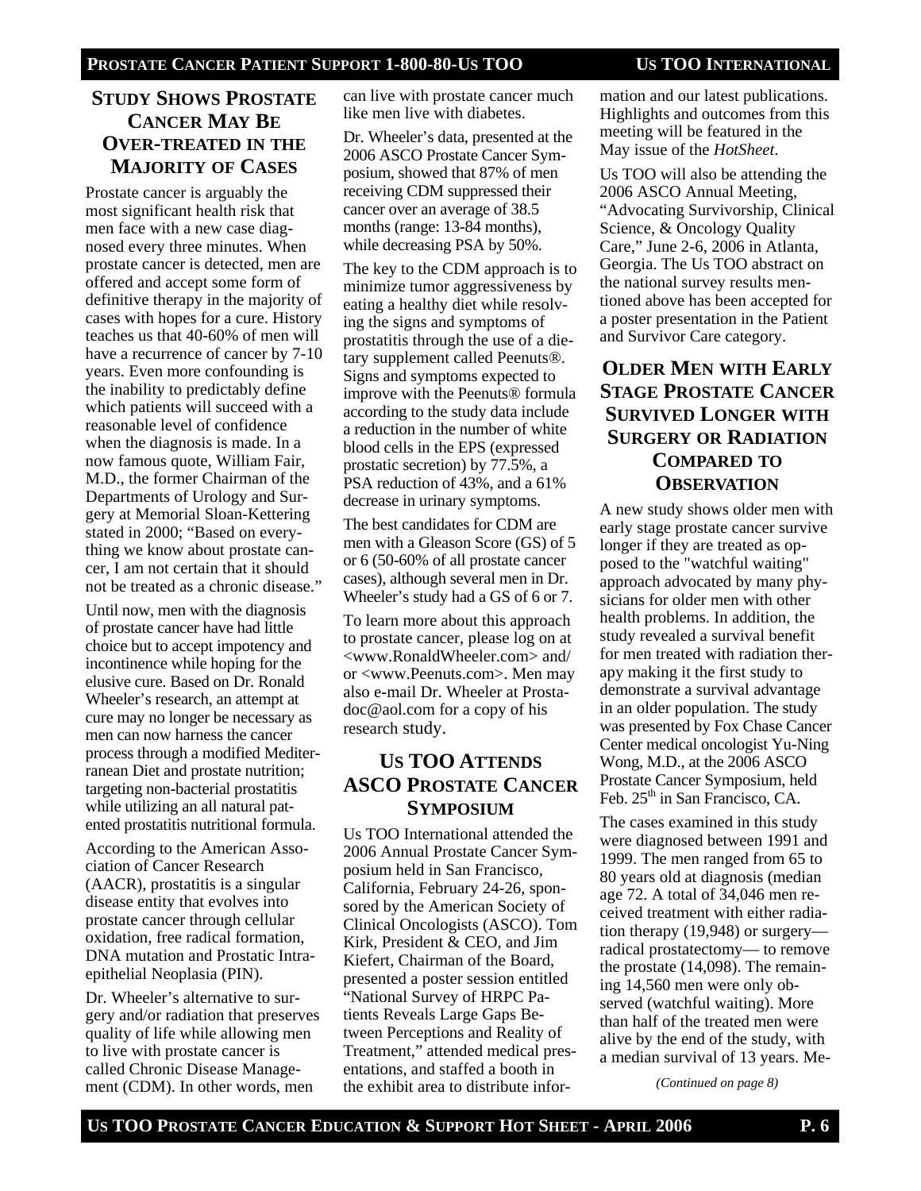## Study Shows Prostate Cancer May Be Over-treated in the Majority of Cases

Prostate cancer is arguably the most significant health risk that men face with a new case diagnosed every three minutes. When prostate cancer is detected, men are offered and accept some form of definitive therapy in the majority of cases with hopes for a cure. History teaches us that 40-60% of men will have a recurrence of cancer by 7-10 years. Even more confounding is the inability to predictably define which patients will succeed with a reasonable level of confidence when the diagnosis is made. In a now famous quote, William Fair, M.D., the former Chairman of the Departments of Urology and Surgery at Memorial Sloan-Kettering stated in 2000; "Based on everything we know about prostate cancer, I am not certain that it should not be treated as a chronic disease."

Until now, men with the diagnosis of prostate cancer have had little choice but to accept impotency and incontinence while hoping for the elusive cure. Based on Dr. Ronald Wheeler's research, an attempt at cure may no longer be necessary as men can now harness the cancer process through a modified Mediterranean Diet and prostate nutrition; targeting non-bacterial prostatitis while utilizing an all natural patented prostatitis nutritional formula.

According to the American Association of Cancer Research (AACR), prostatitis is a singular disease entity that evolves into prostate cancer through cellular oxidation, free radical formation, DNA mutation and Prostatic Intraepithelial Neoplasia (PIN).

Dr. Wheeler's alternative to surgery and/or radiation that preserves quality of life while allowing men to live with prostate cancer is called Chronic Disease Management (CDM). In other words, men can live with prostate cancer much like men live with diabetes.

Dr. Wheeler's data, presented at the 2006 ASCO Prostate Cancer Symposium, showed that 87% of men receiving CDM suppressed their cancer over an average of 38.5 months (range: 13-84 months), while decreasing PSA by 50%.

The key to the CDM approach is to minimize tumor aggressiveness by eating a healthy diet while resolving the signs and symptoms of prostatitis through the use of a dietary supplement called Peenuts®. Signs and symptoms expected to improve with the Peenuts® formula according to the study data include a reduction in the number of white blood cells in the EPS (expressed prostatic secretion) by 77.5%, a PSA reduction of 43%, and a 61% decrease in urinary symptoms.

The best candidates for CDM are men with a Gleason Score (GS) of 5 or 6 (50-60% of all prostate cancer cases), although several men in Dr. Wheeler's study had a GS of 6 or 7.

To learn more about this approach to prostate cancer, please log on at <www.RonaldWheeler.com> and/or <www.Peenuts.com>. Men may also e-mail Dr. Wheeler at Prostadoc@aol.com for a copy of his research study.

## Us TOO Attends ASCO Prostate Cancer Symposium

Us TOO International attended the 2006 Annual Prostate Cancer Symposium held in San Francisco, California, February 24-26, sponsored by the American Society of Clinical Oncologists (ASCO). Tom Kirk, President & CEO, and Jim Kiefert, Chairman of the Board, presented a poster session entitled "National Survey of HRPC Patients Reveals Large Gaps Between Perceptions and Reality of Treatment," attended medical presentations, and staffed a booth in the exhibit area to distribute information and our latest publications. Highlights and outcomes from this meeting will be featured in the May issue of the *HotSheet*.

Us TOO will also be attending the 2006 ASCO Annual Meeting, "Advocating Survivorship, Clinical Science, & Oncology Quality Care," June 2-6, 2006 in Atlanta, Georgia. The Us TOO abstract on the national survey results mentioned above has been accepted for a poster presentation in the Patient and Survivor Care category.

## Older Men with Early Stage Prostate Cancer Survived Longer with Surgery or Radiation Compared to Observation

A new study shows older men with early stage prostate cancer survive longer if they are treated as opposed to the "watchful waiting" approach advocated by many physicians for older men with other health problems. In addition, the study revealed a survival benefit for men treated with radiation therapy making it the first study to demonstrate a survival advantage in an older population. The study was presented by Fox Chase Cancer Center medical oncologist Yu-Ning Wong, M.D., at the 2006 ASCO Prostate Cancer Symposium, held Feb. 25th in San Francisco, CA.

The cases examined in this study were diagnosed between 1991 and 1999. The men ranged from 65 to 80 years old at diagnosis (median age 72. A total of 34,046 men received treatment with either radiation therapy (19,948) or surgery—radical prostatectomy— to remove the prostate (14,098). The remaining 14,560 men were only observed (watchful waiting). More than half of the treated men were alive by the end of the study, with a median survival of 13 years. Me-

*(Continued on page 8)*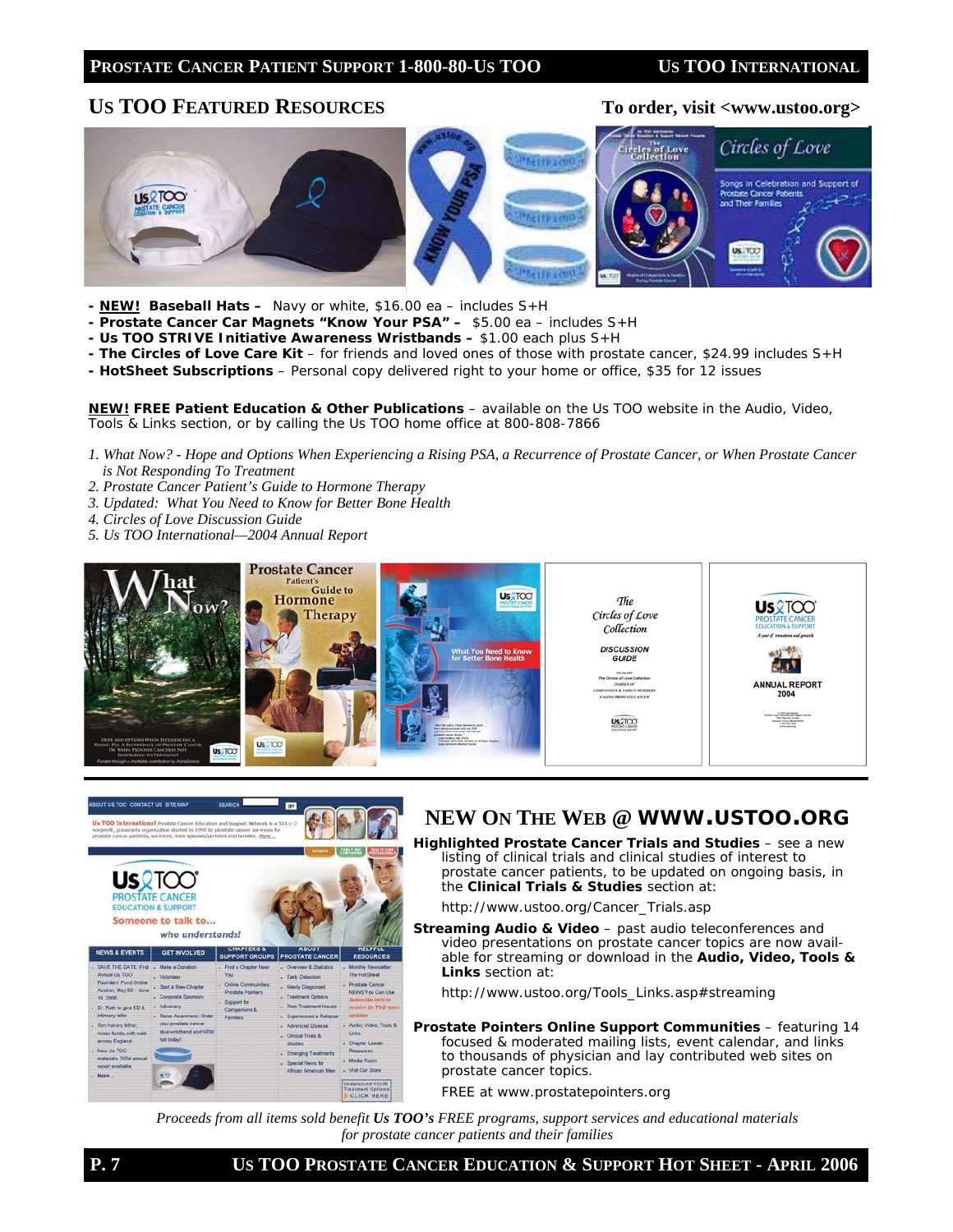## Us TOO Featured Resources

**To order, visit <www.ustoo.org>**

- **NEW! Baseball Hats –** Navy or white, $16.00 ea – includes S+H
- **Prostate Cancer Car Magnets "Know Your PSA" –** $5.00 ea – includes S+H
- **Us TOO STRIVE Initiative Awareness Wristbands –** $1.00 each plus S+H
- **The Circles of Love Care Kit** – for friends and loved ones of those with prostate cancer, $24.99 includes S+H
- **HotSheet Subscriptions** – Personal copy delivered right to your home or office, $35 for 12 issues

**NEW! FREE Patient Education & Other Publications** – available on the Us TOO website in the Audio, Video, Tools & Links section, or by calling the Us TOO home office at 800-808-7866

1. *What Now? - Hope and Options When Experiencing a Rising PSA, a Recurrence of Prostate Cancer, or When Prostate Cancer is Not Responding To Treatment*
2. *Prostate Cancer Patient's Guide to Hormone Therapy*
3. *Updated: What You Need to Know for Better Bone Health*
4. *Circles of Love Discussion Guide*
5. *Us TOO International—2004 Annual Report*

## New On The Web @ WWW.USTOO.ORG

**Highlighted Prostate Cancer Trials and Studies** – see a new listing of clinical trials and clinical studies of interest to prostate cancer patients, to be updated on ongoing basis, in the **Clinical Trials & Studies** section at:

http://www.ustoo.org/Cancer_Trials.asp

**Streaming Audio & Video** – past audio teleconferences and video presentations on prostate cancer topics are now available for streaming or download in the **Audio, Video, Tools & Links** section at:

http://www.ustoo.org/Tools_Links.asp#streaming

**Prostate Pointers Online Support Communities** – featuring 14 focused & moderated mailing lists, event calendar, and links to thousands of physician and lay contributed web sites on prostate cancer topics.

FREE at www.prostatepointers.org

*Proceeds from all items sold benefit **Us TOO's** FREE programs, support services and educational materials for prostate cancer patients and their families*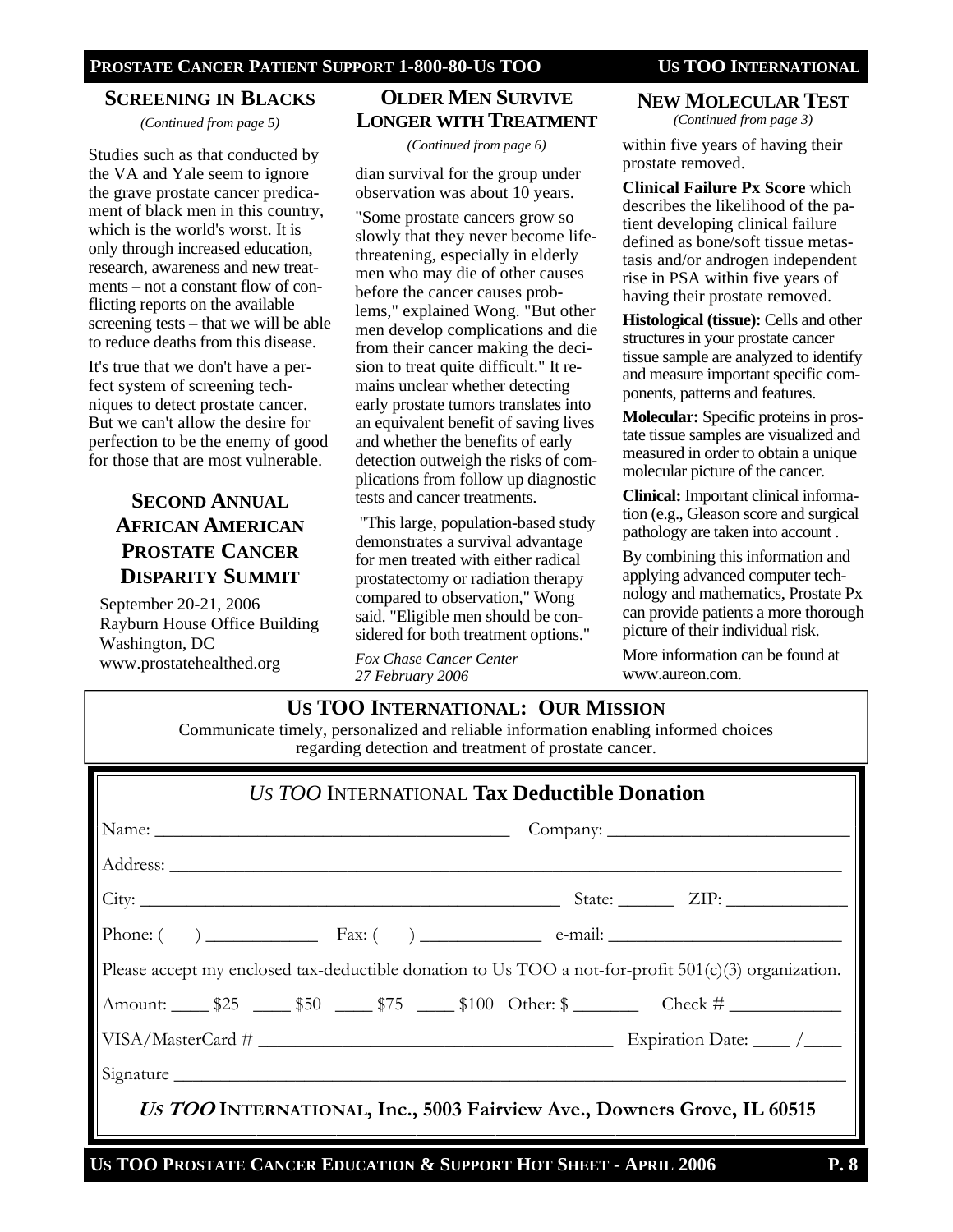## SCREENING IN BLACKS

*(Continued from page 5)*

Studies such as that conducted by the VA and Yale seem to ignore the grave prostate cancer predicament of black men in this country, which is the world's worst. It is only through increased education, research, awareness and new treatments – not a constant flow of conflicting reports on the available screening tests – that we will be able to reduce deaths from this disease.

It's true that we don't have a perfect system of screening techniques to detect prostate cancer. But we can't allow the desire for perfection to be the enemy of good for those that are most vulnerable.

## SECOND ANNUAL AFRICAN AMERICAN PROSTATE CANCER DISPARITY SUMMIT

September 20-21, 2006
Rayburn House Office Building
Washington, DC
www.prostatehealthed.org

## OLDER MEN SURVIVE LONGER WITH TREATMENT

*(Continued from page 6)*

dian survival for the group under observation was about 10 years.

"Some prostate cancers grow so slowly that they never become life-threatening, especially in elderly men who may die of other causes before the cancer causes problems," explained Wong. "But other men develop complications and die from their cancer making the decision to treat quite difficult." It remains unclear whether detecting early prostate tumors translates into an equivalent benefit of saving lives and whether the benefits of early detection outweigh the risks of complications from follow up diagnostic tests and cancer treatments.

"This large, population-based study demonstrates a survival advantage for men treated with either radical prostatectomy or radiation therapy compared to observation," Wong said. "Eligible men should be considered for both treatment options."

*Fox Chase Cancer Center*
*27 February 2006*

## NEW MOLECULAR TEST

*(Continued from page 3)*

within five years of having their prostate removed.

**Clinical Failure Px Score** which describes the likelihood of the patient developing clinical failure defined as bone/soft tissue metastasis and/or androgen independent rise in PSA within five years of having their prostate removed.

**Histological (tissue):** Cells and other structures in your prostate cancer tissue sample are analyzed to identify and measure important specific components, patterns and features.

**Molecular:** Specific proteins in prostate tissue samples are visualized and measured in order to obtain a unique molecular picture of the cancer.

**Clinical:** Important clinical information (e.g., Gleason score and surgical pathology are taken into account .

By combining this information and applying advanced computer technology and mathematics, Prostate Px can provide patients a more thorough picture of their individual risk.

More information can be found at www.aureon.com.

## US TOO INTERNATIONAL: OUR MISSION

Communicate timely, personalized and reliable information enabling informed choices regarding detection and treatment of prostate cancer.

### *US TOO* INTERNATIONAL **Tax Deductible Donation**

Name: ______________________________ Company: ______________________

Address: ____________________________________________________________

City: ______________________________________ State: ______ ZIP: ____________

Phone: ( ) ____________ Fax: ( ) ____________ e-mail: ______________________

Please accept my enclosed tax-deductible donation to Us TOO a not-for-profit 501(c)(3) organization.

Amount: ____ $25 ____ $50 ____ $75 ____ $100 Other: $ _______ Check # ____________

VISA/MasterCard # _________________________________ Expiration Date: ____ /____

Signature ____________________________________________________________

***US TOO*** **INTERNATIONAL, Inc., 5003 Fairview Ave., Downers Grove, IL 60515**